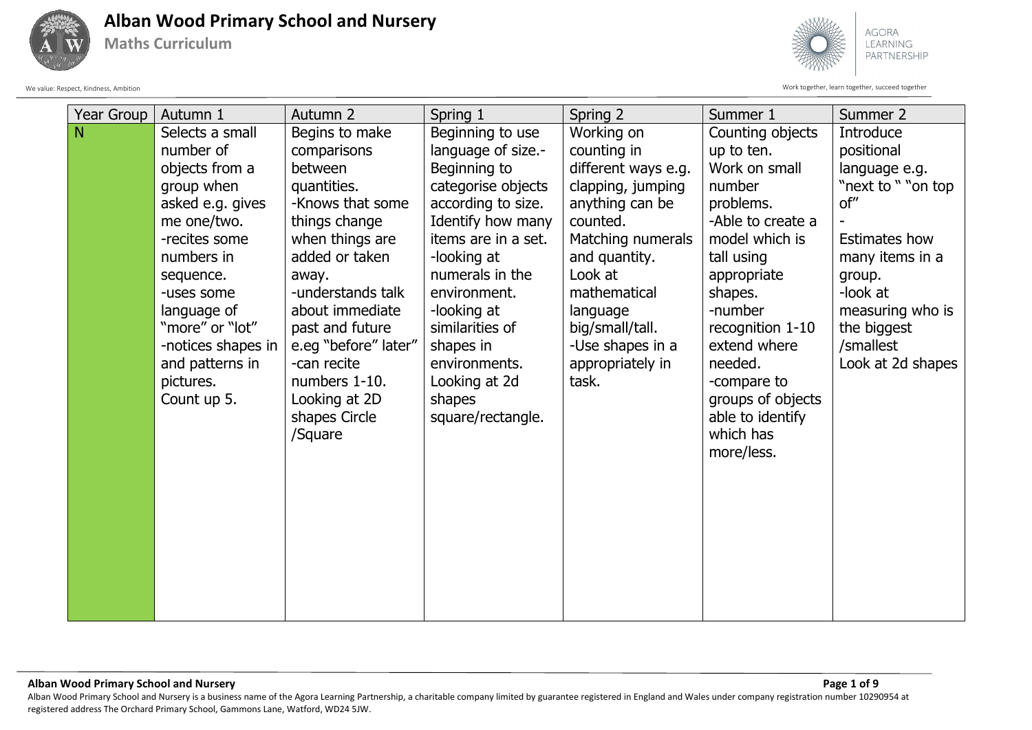# Alban Wood Primary School and Nursery

## Maths Curriculum

We value: Respect, Kindness, Ambition

Work together, learn together, succeed together

| Year Group | Autumn 1 | Autumn 2 | Spring 1 | Spring 2 | Summer 1 | Summer 2 |
|---|---|---|---|---|---|---|
| N | Selects a small number of objects from a group when asked e.g. gives me one/two.<br>-recites some numbers in sequence.<br>-uses some language of "more" or "lot"<br>-notices shapes in and patterns in pictures.<br>Count up 5. | Begins to make comparisons between quantities.<br>-Knows that some things change when things are added or taken away.<br>-understands talk about immediate past and future e.eg "before" later"<br>-can recite numbers 1-10.<br>Looking at 2D shapes Circle /Square | Beginning to use language of size.-<br>Beginning to categorise objects according to size.<br>Identify how many items are in a set.<br>-looking at numerals in the environment.<br>-looking at similarities of shapes in environments.<br>Looking at 2d shapes square/rectangle. | Working on counting in different ways e.g. clapping, jumping anything can be counted.<br>Matching numerals and quantity.<br>Look at mathematical language big/small/tall.<br>-Use shapes in a appropriately in task. | Counting objects up to ten.<br>Work on small number problems.<br>-Able to create a model which is tall using appropriate shapes.<br>-number recognition 1-10 extend where needed.<br>-compare to groups of objects able to identify which has more/less. | Introduce positional language e.g. "next to " "on top of"<br>-<br>Estimates how many items in a group.<br>-look at measuring who is the biggest /smallest<br>Look at 2d shapes |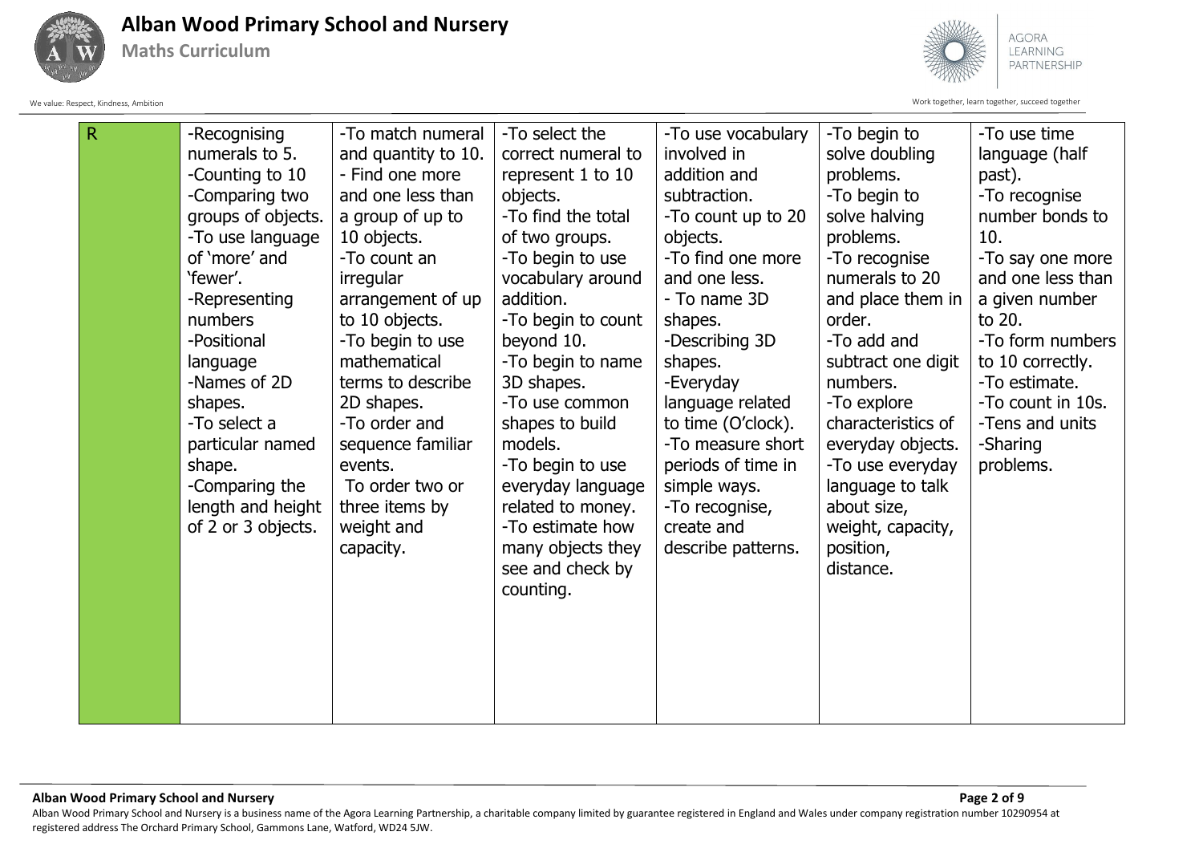| R | -Recognising numerals to 5.<br>-Counting to 10<br>-Comparing two groups of objects.<br>-To use language of 'more' and 'fewer'.<br>-Representing numbers<br>-Positional language<br>-Names of 2D shapes.<br>-To select a particular named shape.<br>-Comparing the length and height of 2 or 3 objects. | -To match numeral and quantity to 10.<br>- Find one more and one less than a group of up to 10 objects.<br>-To count an irregular arrangement of up to 10 objects.<br>-To begin to use mathematical terms to describe 2D shapes.<br>-To order and sequence familiar events.<br>To order two or three items by weight and capacity. | -To select the correct numeral to represent 1 to 10 objects.<br>-To find the total of two groups.<br>-To begin to use vocabulary around addition.<br>-To begin to count beyond 10.<br>-To begin to name 3D shapes.<br>-To use common shapes to build models.<br>-To begin to use everyday language related to money.<br>-To estimate how many objects they see and check by counting. | -To use vocabulary involved in addition and subtraction.<br>-To count up to 20 objects.<br>-To find one more and one less.<br>- To name 3D shapes.<br>-Describing 3D shapes.<br>-Everyday language related to time (O'clock).<br>-To measure short periods of time in simple ways.<br>-To recognise, create and describe patterns. | -To begin to solve doubling problems.<br>-To begin to solve halving problems.<br>-To recognise numerals to 20 and place them in order.<br>-To add and subtract one digit numbers.<br>-To explore characteristics of everyday objects.<br>-To use everyday language to talk about size, weight, capacity, position, distance. | -To use time language (half past).<br>-To recognise number bonds to 10.<br>-To say one more and one less than a given number to 20.<br>-To form numbers to 10 correctly.<br>-To estimate.<br>-To count in 10s.<br>-Tens and units<br>-Sharing problems. |
|---|---|---|---|---|---|---|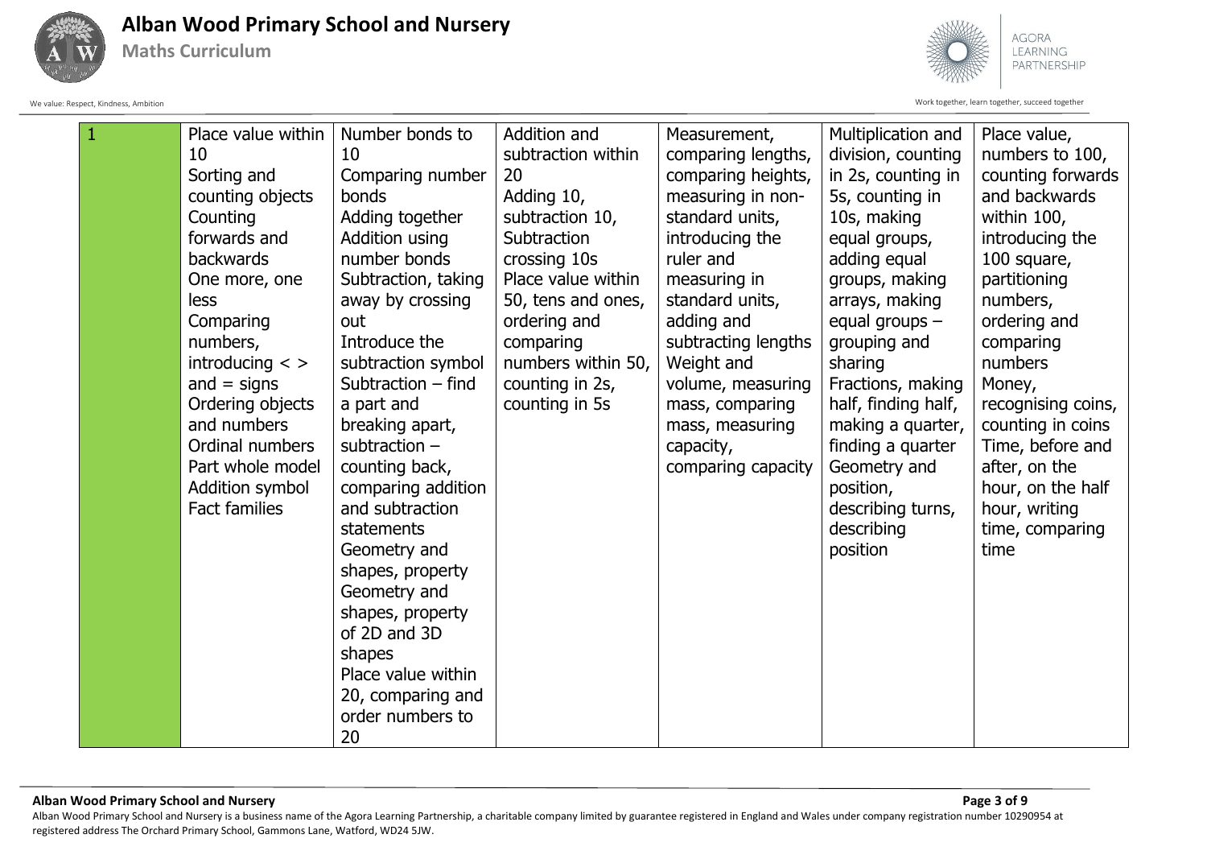| 1 | Place value within 10<br>Sorting and counting objects<br>Counting forwards and backwards<br>One more, one less<br>Comparing numbers, introducing < > and = signs<br>Ordering objects and numbers<br>Ordinal numbers<br>Part whole model<br>Addition symbol<br>Fact families | Number bonds to 10<br>Comparing number bonds<br>Adding together<br>Addition using number bonds<br>Subtraction, taking away by crossing out<br>Introduce the subtraction symbol<br>Subtraction – find a part and breaking apart, subtraction – counting back, comparing addition and subtraction statements<br>Geometry and shapes, property<br>Geometry and shapes, property of 2D and 3D shapes<br>Place value within 20, comparing and order numbers to 20 | Addition and subtraction within 20<br>Adding 10, subtraction 10, Subtraction crossing 10s<br>Place value within 50, tens and ones, ordering and comparing numbers within 50, counting in 2s, counting in 5s | Measurement, comparing lengths, comparing heights, measuring in non-standard units, introducing the ruler and measuring in standard units, adding and subtracting lengths<br>Weight and volume, measuring mass, comparing mass, measuring capacity, comparing capacity | Multiplication and division, counting in 2s, counting in 5s, counting in 10s, making equal groups, adding equal groups, making arrays, making equal groups – grouping and sharing<br>Fractions, making half, finding half, making a quarter, finding a quarter<br>Geometry and position, describing turns, describing position | Place value, numbers to 100, counting forwards and backwards within 100, introducing the 100 square, partitioning numbers, ordering and comparing numbers<br>Money, recognising coins, counting in coins<br>Time, before and after, on the hour, on the half hour, writing time, comparing time |
|---|---|---|---|---|---|---|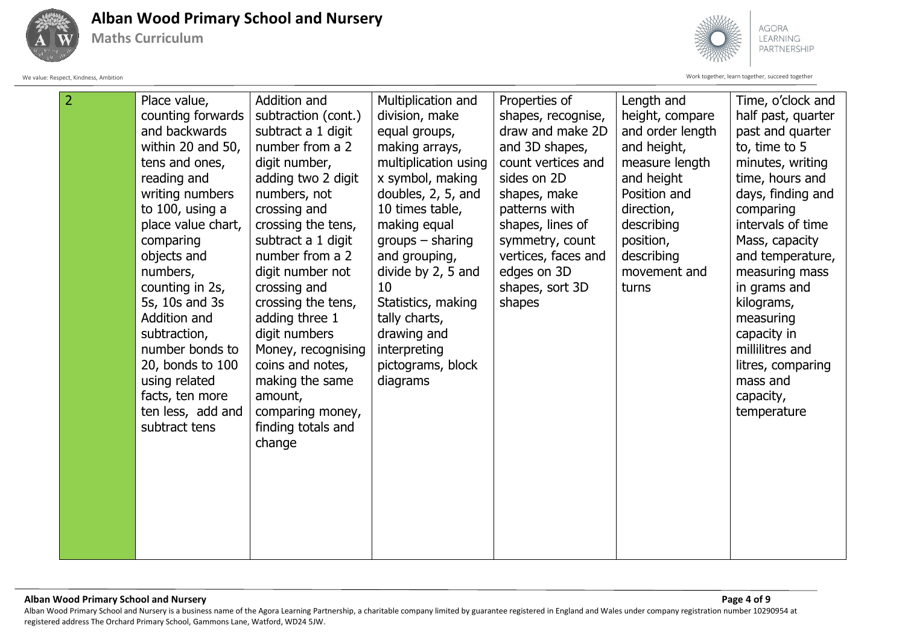| 2 | Place value, counting forwards and backwards within 20 and 50, tens and ones, reading and writing numbers to 100, using a place value chart, comparing objects and numbers, counting in 2s, 5s, 10s and 3s Addition and subtraction, number bonds to 20, bonds to 100 using related facts, ten more ten less, add and subtract tens | Addition and subtraction (cont.) subtract a 1 digit number from a 2 digit number, adding two 2 digit numbers, not crossing and crossing the tens, subtract a 1 digit number from a 2 digit number not crossing and crossing the tens, adding three 1 digit numbers Money, recognising coins and notes, making the same amount, comparing money, finding totals and change | Multiplication and division, make equal groups, making arrays, multiplication using x symbol, making doubles, 2, 5, and 10 times table, making equal groups – sharing and grouping, divide by 2, 5 and 10 Statistics, making tally charts, drawing and interpreting pictograms, block diagrams | Properties of shapes, recognise, draw and make 2D and 3D shapes, count vertices and sides on 2D shapes, make patterns with shapes, lines of symmetry, count vertices, faces and edges on 3D shapes, sort 3D shapes | Length and height, compare and order length and height, measure length and height Position and direction, describing position, describing movement and turns | Time, o'clock and half past, quarter past and quarter to, time to 5 minutes, writing time, hours and days, finding and comparing intervals of time Mass, capacity and temperature, measuring mass in grams and kilograms, measuring capacity in millilitres and litres, comparing mass and capacity, temperature |
|---|---|---|---|---|---|---|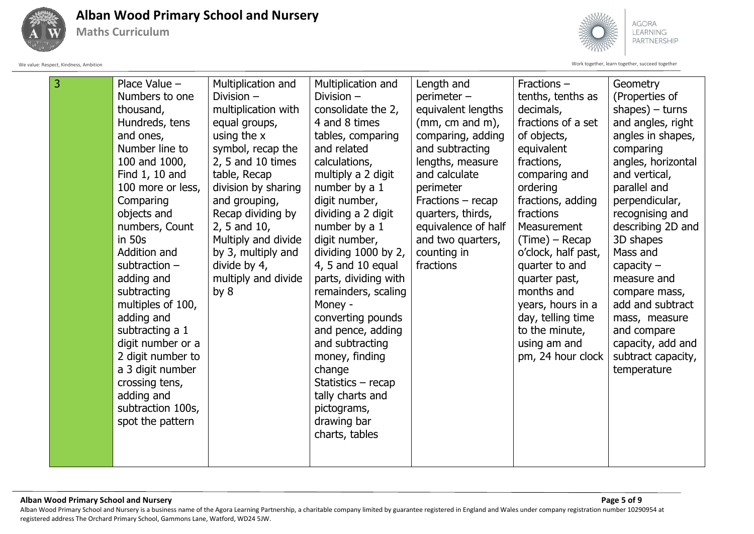| 3 | Place Value – Numbers to one thousand, Hundreds, tens and ones, Number line to 100 and 1000, Find 1, 10 and 100 more or less, Comparing objects and numbers, Count in 50s<br>Addition and subtraction – adding and subtracting multiples of 100, adding and subtracting a 1 digit number or a 2 digit number to a 3 digit number crossing tens, adding and subtraction 100s, spot the pattern | Multiplication and Division – multiplication with equal groups, using the x symbol, recap the 2, 5 and 10 times table, Recap division by sharing and grouping, Recap dividing by 2, 5 and 10, Multiply and divide by 3, multiply and divide by 4, multiply and divide by 8 | Multiplication and Division – consolidate the 2, 4 and 8 times tables, comparing and related calculations, multiply a 2 digit number by a 1 digit number, dividing a 2 digit number by a 1 digit number, dividing 1000 by 2, 4, 5 and 10 equal parts, dividing with remainders, scaling<br>Money - converting pounds and pence, adding and subtracting money, finding change<br>Statistics – recap tally charts and pictograms, drawing bar charts, tables | Length and perimeter – equivalent lengths (mm, cm and m), comparing, adding and subtracting lengths, measure and calculate perimeter<br>Fractions – recap quarters, thirds, equivalence of half and two quarters, counting in fractions | Fractions – tenths, tenths as decimals, fractions of a set of objects, equivalent fractions, comparing and ordering fractions, adding fractions<br>Measurement (Time) – Recap o'clock, half past, quarter to and quarter past, months and years, hours in a day, telling time to the minute, using am and pm, 24 hour clock | Geometry (Properties of shapes) – turns and angles, right angles in shapes, comparing angles, horizontal and vertical, parallel and perpendicular, recognising and describing 2D and 3D shapes<br>Mass and capacity – measure and compare mass, add and subtract mass, measure and compare capacity, add and subtract capacity, temperature |
|---|---|---|---|---|---|---|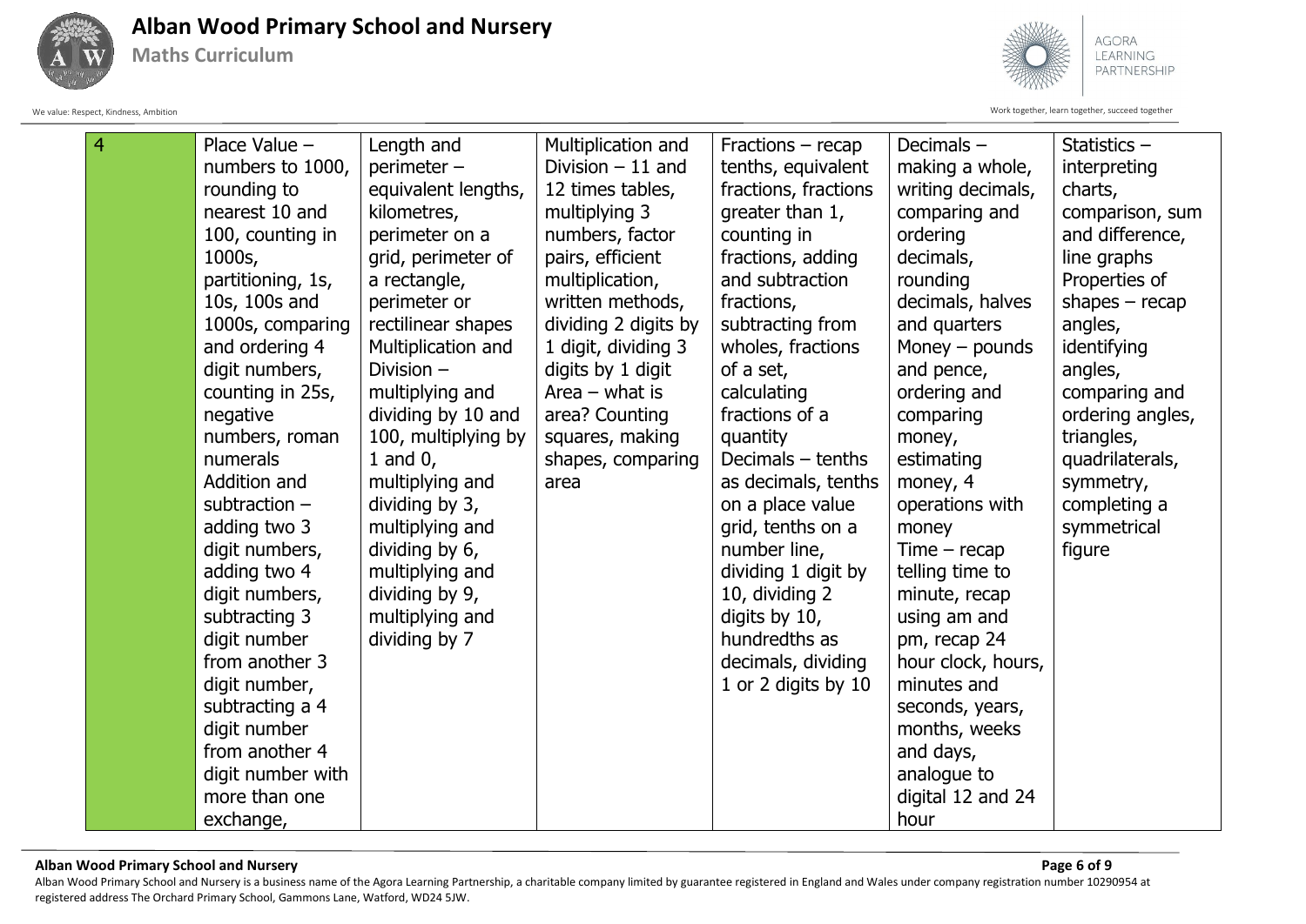| 4 | Place Value – numbers to 1000, rounding to nearest 10 and 100, counting in 1000s, partitioning, 1s, 10s, 100s and 1000s, comparing and ordering 4 digit numbers, counting in 25s, negative numbers, roman numerals Addition and subtraction – adding two 3 digit numbers, adding two 4 digit numbers, subtracting 3 digit number from another 3 digit number, subtracting a 4 digit number from another 4 digit number with more than one exchange, | Length and perimeter – equivalent lengths, kilometres, perimeter on a grid, perimeter of a rectangle, perimeter or rectilinear shapes Multiplication and Division – multiplying and dividing by 10 and 100, multiplying by 1 and 0, multiplying and dividing by 3, multiplying and dividing by 6, multiplying and dividing by 9, multiplying and dividing by 7 | Multiplication and Division – 11 and 12 times tables, multiplying 3 numbers, factor pairs, efficient multiplication, written methods, dividing 2 digits by 1 digit, dividing 3 digits by 1 digit Area – what is area? Counting squares, making shapes, comparing area | Fractions – recap tenths, equivalent fractions, fractions greater than 1, counting in fractions, adding and subtraction fractions, subtracting from wholes, fractions of a set, calculating fractions of a quantity Decimals – tenths as decimals, tenths on a place value grid, tenths on a number line, dividing 1 digit by 10, dividing 2 digits by 10, hundredths as decimals, dividing 1 or 2 digits by 10 | Decimals – making a whole, writing decimals, comparing and ordering decimals, rounding decimals, halves and quarters Money – pounds and pence, ordering and comparing money, estimating money, 4 operations with money Time – recap telling time to minute, recap using am and pm, recap 24 hour clock, hours, minutes and seconds, years, months, weeks and days, analogue to digital 12 and 24 hour | Statistics – interpreting charts, comparison, sum and difference, line graphs Properties of shapes – recap angles, identifying angles, comparing and ordering angles, triangles, quadrilaterals, symmetry, completing a symmetrical figure |
|---|---|---|---|---|---|---|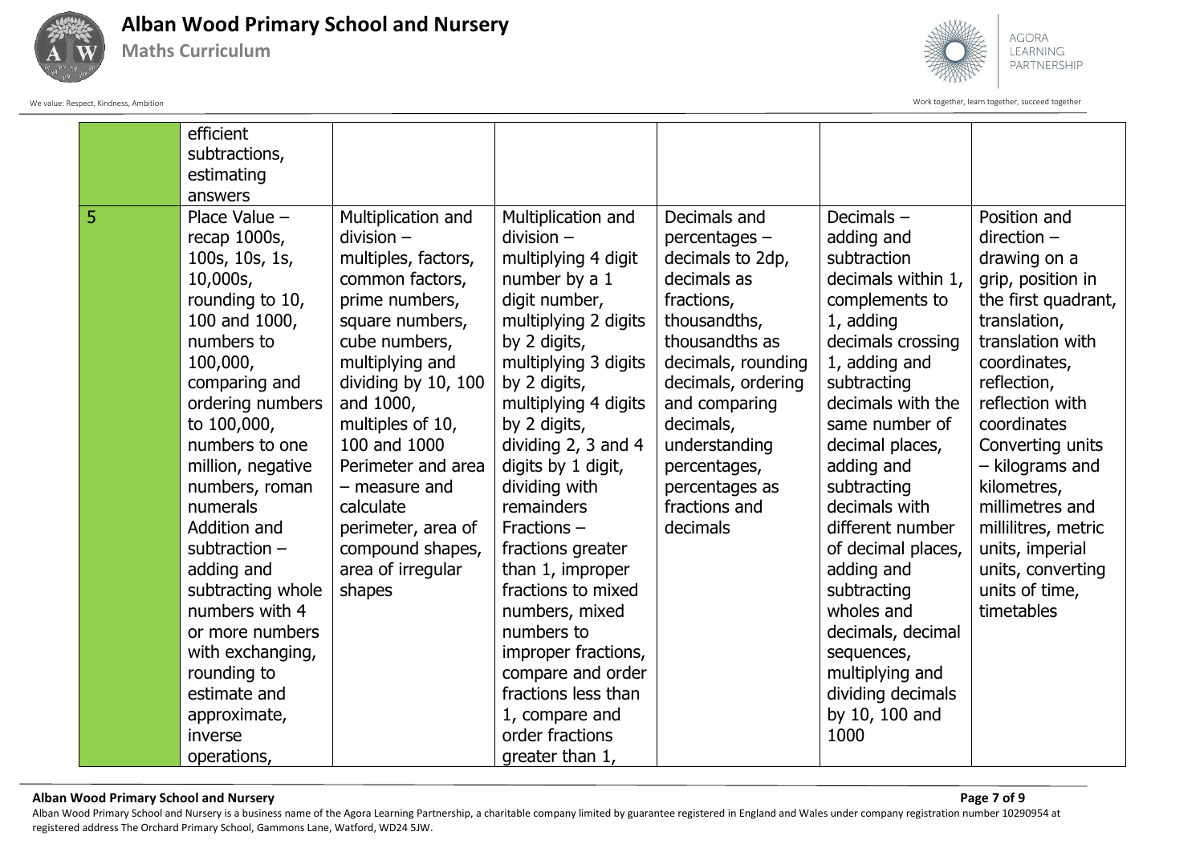| | | | | | | |
|---|---|---|---|---|---|---|
| | efficient subtractions, estimating answers | | | | | |
| 5 | Place Value – recap 1000s, 100s, 10s, 1s, 10,000s, rounding to 10, 100 and 1000, numbers to 100,000, comparing and ordering numbers to 100,000, numbers to one million, negative numbers, roman numerals<br>Addition and subtraction – adding and subtracting whole numbers with 4 or more numbers with exchanging, rounding to estimate and approximate, inverse operations, | Multiplication and division – multiples, factors, common factors, prime numbers, square numbers, cube numbers, multiplying and dividing by 10, 100 and 1000, multiples of 10, 100 and 1000<br>Perimeter and area – measure and calculate perimeter, area of compound shapes, area of irregular shapes | Multiplication and division – multiplying 4 digit number by a 1 digit number, multiplying 2 digits by 2 digits, multiplying 3 digits by 2 digits, multiplying 4 digits by 2 digits, dividing 2, 3 and 4 digits by 1 digit, dividing with remainders<br>Fractions – fractions greater than 1, improper fractions to mixed numbers, mixed numbers to improper fractions, compare and order fractions less than 1, compare and order fractions greater than 1, | Decimals and percentages – decimals to 2dp, decimals as fractions, thousandths, thousandths as decimals, rounding decimals, ordering and comparing decimals, understanding percentages, percentages as fractions and decimals | Decimals – adding and subtraction decimals within 1, complements to 1, adding decimals crossing 1, adding and subtracting decimals with the same number of decimal places, adding and subtracting decimals with different number of decimal places, adding and subtracting wholes and decimals, decimal sequences, multiplying and dividing decimals by 10, 100 and 1000 | Position and direction – drawing on a grip, position in the first quadrant, translation, translation with coordinates, reflection, reflection with coordinates<br>Converting units – kilograms and kilometres, millimetres and millilitres, metric units, imperial units, converting units of time, timetables |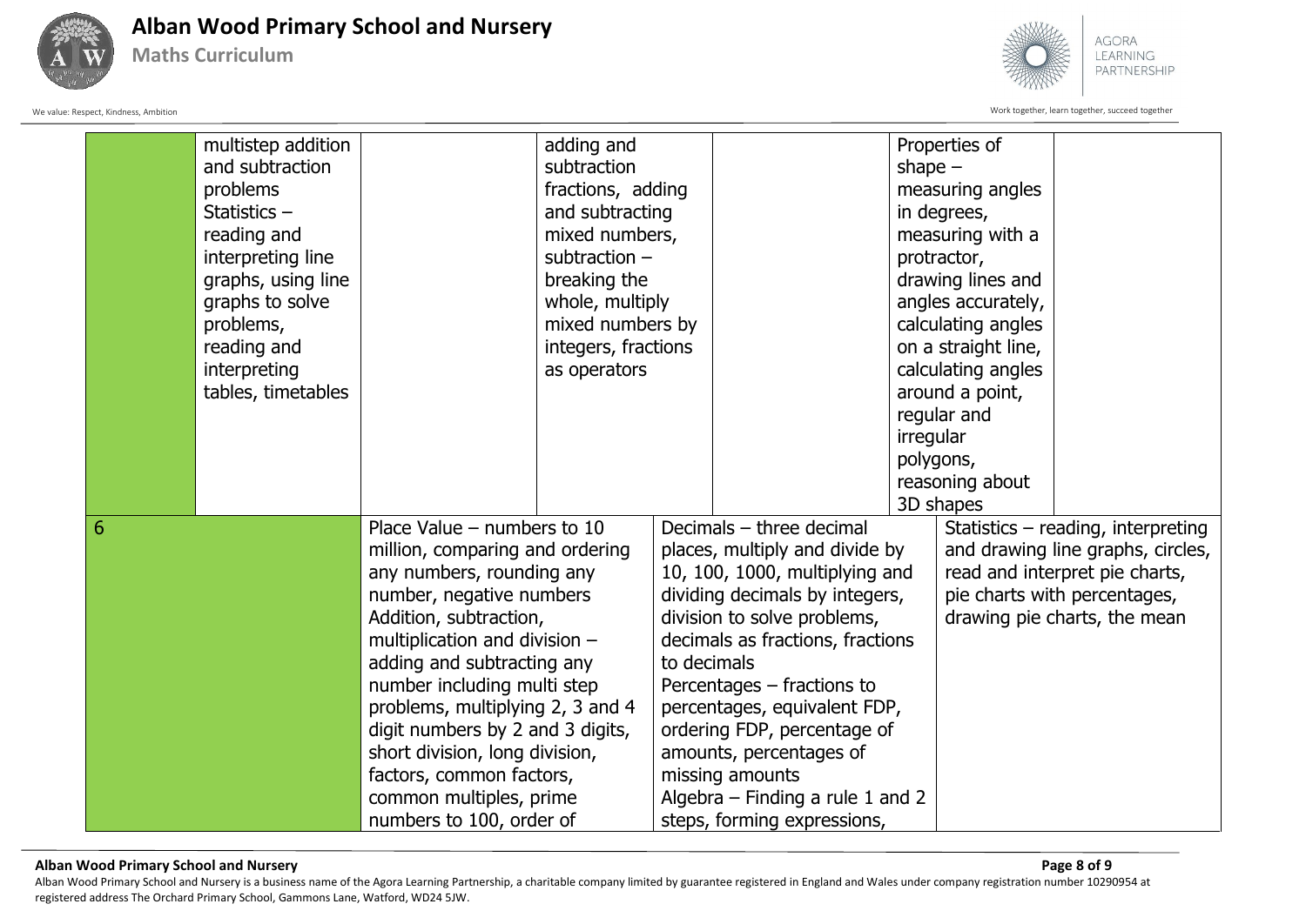| | | | | | | | |
|---|---|---|---|---|---|---|---|
| | multistep addition and subtraction problems Statistics – reading and interpreting line graphs, using line graphs to solve problems, reading and interpreting tables, timetables | | adding and subtraction fractions, adding and subtracting mixed numbers, subtraction – breaking the whole, multiply mixed numbers by integers, fractions as operators | | | Properties of shape – measuring angles in degrees, measuring with a protractor, drawing lines and angles accurately, calculating angles on a straight line, calculating angles around a point, regular and irregular polygons, reasoning about 3D shapes | |
| 6 | | Place Value – numbers to 10 million, comparing and ordering any numbers, rounding any number, negative numbers Addition, subtraction, multiplication and division – adding and subtracting any number including multi step problems, multiplying 2, 3 and 4 digit numbers by 2 and 3 digits, short division, long division, factors, common factors, common multiples, prime numbers to 100, order of | | Decimals – three decimal places, multiply and divide by 10, 100, 1000, multiplying and dividing decimals by integers, division to solve problems, decimals as fractions, fractions to decimals Percentages – fractions to percentages, equivalent FDP, ordering FDP, percentage of amounts, percentages of missing amounts Algebra – Finding a rule 1 and 2 steps, forming expressions, | | | Statistics – reading, interpreting and drawing line graphs, circles, read and interpret pie charts, pie charts with percentages, drawing pie charts, the mean |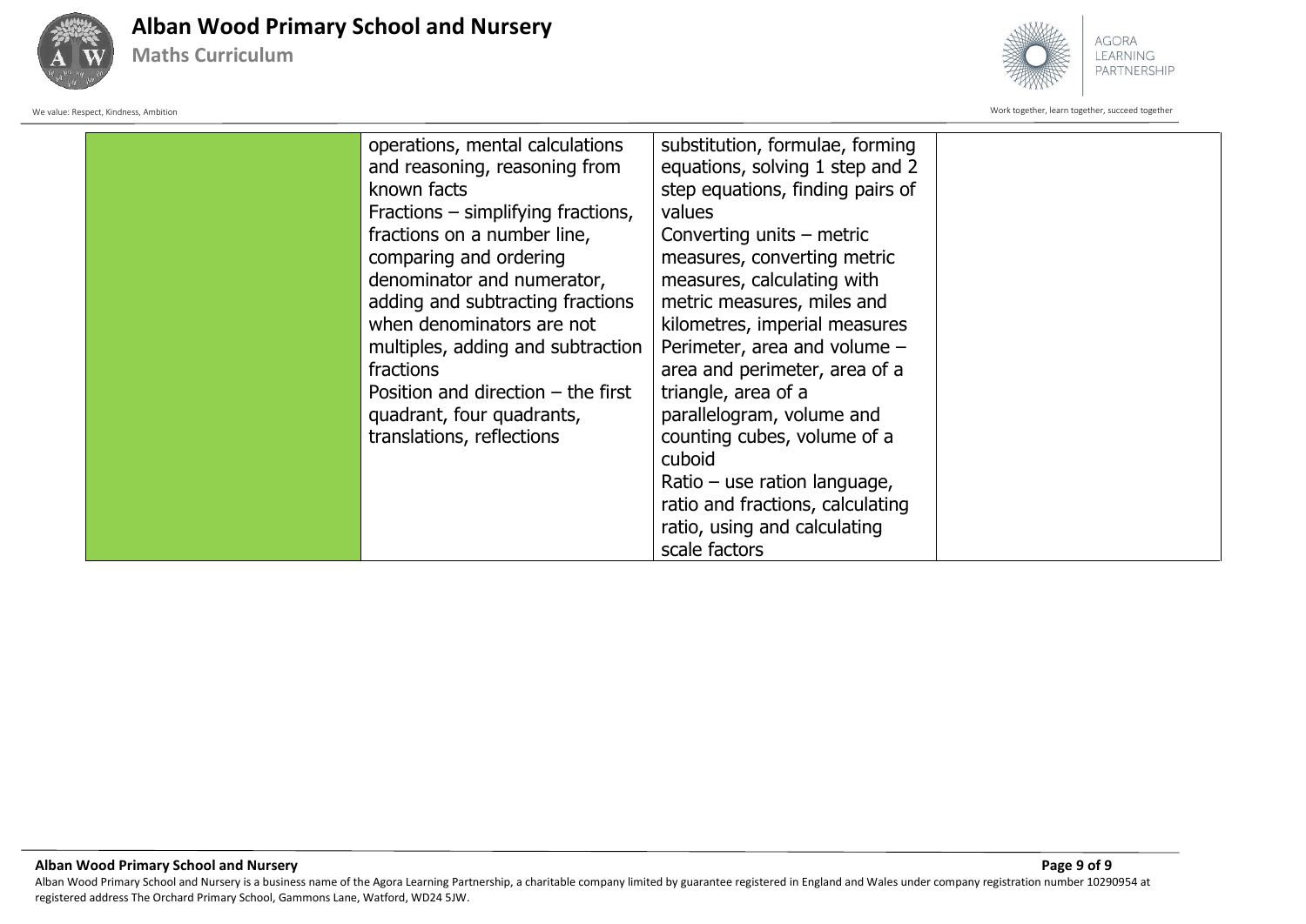| | | | |
|---|---|---|---|
| | operations, mental calculations and reasoning, reasoning from known facts<br>Fractions – simplifying fractions, fractions on a number line, comparing and ordering denominator and numerator, adding and subtracting fractions when denominators are not multiples, adding and subtraction fractions<br>Position and direction – the first quadrant, four quadrants, translations, reflections | substitution, formulae, forming equations, solving 1 step and 2 step equations, finding pairs of values<br>Converting units – metric measures, converting metric measures, calculating with metric measures, miles and kilometres, imperial measures<br>Perimeter, area and volume – area and perimeter, area of a triangle, area of a parallelogram, volume and counting cubes, volume of a cuboid<br>Ratio – use ration language, ratio and fractions, calculating ratio, using and calculating scale factors | |